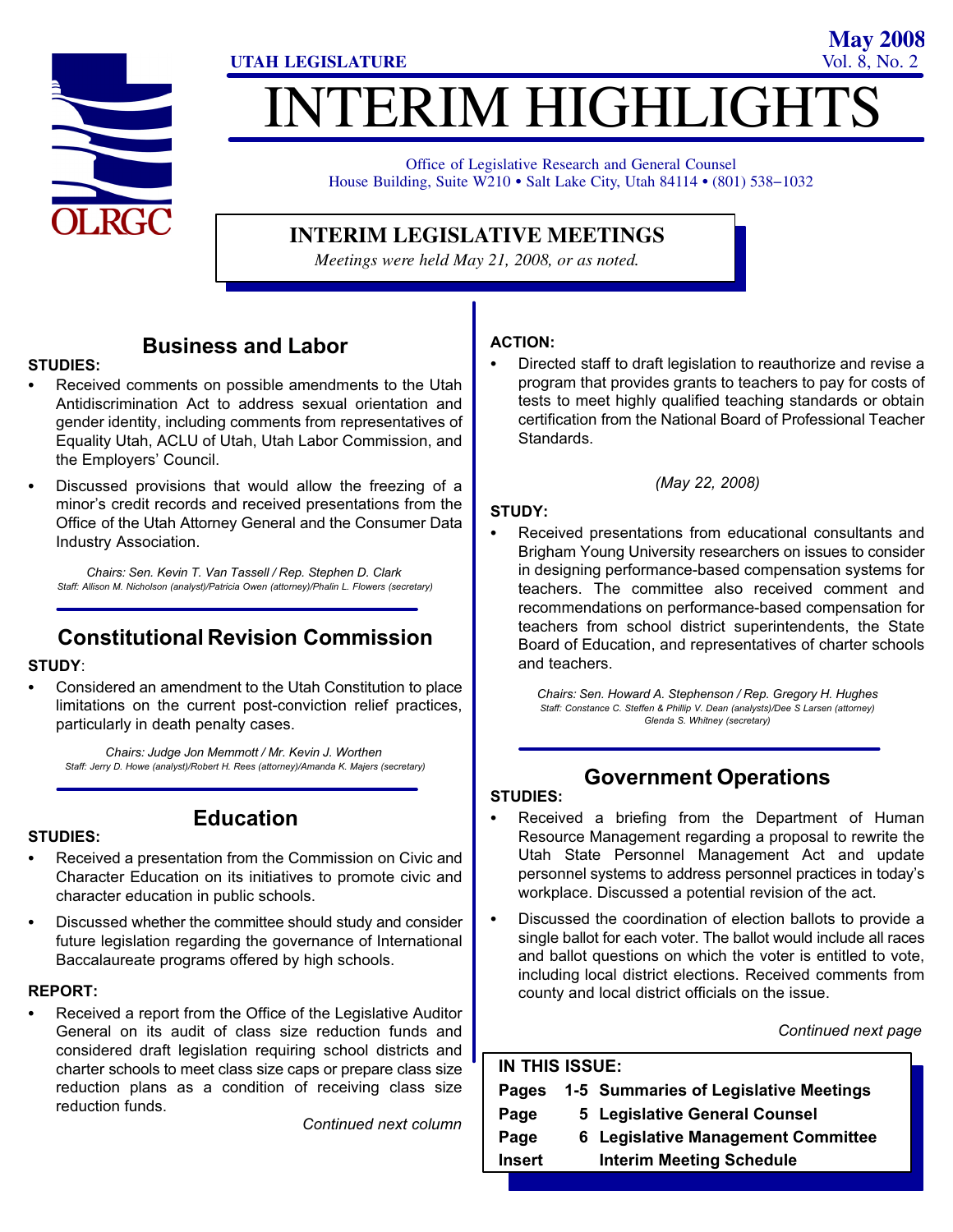OLRGC

**UTAH LEGISLATURE**

**May 2008**
Vol. 8, No. 2

# INTERIM HIGHLIGHTS

Office of Legislative Research and General Counsel
House Building, Suite W210 • Salt Lake City, Utah 84114 • (801) 538–1032

## INTERIM LEGISLATIVE MEETINGS

*Meetings were held May 21, 2008, or as noted.*

## Business and Labor

**STUDIES:**

- Received comments on possible amendments to the Utah Antidiscrimination Act to address sexual orientation and gender identity, including comments from representatives of Equality Utah, ACLU of Utah, Utah Labor Commission, and the Employers' Council.
- Discussed provisions that would allow the freezing of a minor's credit records and received presentations from the Office of the Utah Attorney General and the Consumer Data Industry Association.

*Chairs: Sen. Kevin T. Van Tassell / Rep. Stephen D. Clark*
*Staff: Allison M. Nicholson (analyst)/Patricia Owen (attorney)/Phalin L. Flowers (secretary)*

## Constitutional Revision Commission

**STUDY**:

- Considered an amendment to the Utah Constitution to place limitations on the current post-conviction relief practices, particularly in death penalty cases.

*Chairs: Judge Jon Memmott / Mr. Kevin J. Worthen*
*Staff: Jerry D. Howe (analyst)/Robert H. Rees (attorney)/Amanda K. Majers (secretary)*

## Education

**STUDIES:**

- Received a presentation from the Commission on Civic and Character Education on its initiatives to promote civic and character education in public schools.
- Discussed whether the committee should study and consider future legislation regarding the governance of International Baccalaureate programs offered by high schools.

**REPORT:**

- Received a report from the Office of the Legislative Auditor General on its audit of class size reduction funds and considered draft legislation requiring school districts and charter schools to meet class size caps or prepare class size reduction plans as a condition of receiving class size reduction funds.

*Continued next column*

**ACTION:**

- Directed staff to draft legislation to reauthorize and revise a program that provides grants to teachers to pay for costs of tests to meet highly qualified teaching standards or obtain certification from the National Board of Professional Teacher Standards.

*(May 22, 2008)*

**STUDY:**

- Received presentations from educational consultants and Brigham Young University researchers on issues to consider in designing performance-based compensation systems for teachers. The committee also received comment and recommendations on performance-based compensation for teachers from school district superintendents, the State Board of Education, and representatives of charter schools and teachers.

*Chairs: Sen. Howard A. Stephenson / Rep. Gregory H. Hughes*
*Staff: Constance C. Steffen & Phillip V. Dean (analysts)/Dee S Larsen (attorney)*
*Glenda S. Whitney (secretary)*

## Government Operations

**STUDIES:**

- Received a briefing from the Department of Human Resource Management regarding a proposal to rewrite the Utah State Personnel Management Act and update personnel systems to address personnel practices in today's workplace. Discussed a potential revision of the act.
- Discussed the coordination of election ballots to provide a single ballot for each voter. The ballot would include all races and ballot questions on which the voter is entitled to vote, including local district elections. Received comments from county and local district officials on the issue.

*Continued next page*

**IN THIS ISSUE:**

| | | |
|---|---|---|
| Pages | 1-5 | Summaries of Legislative Meetings |
| Page | 5 | Legislative General Counsel |
| Page | 6 | Legislative Management Committee |
| Insert | | Interim Meeting Schedule |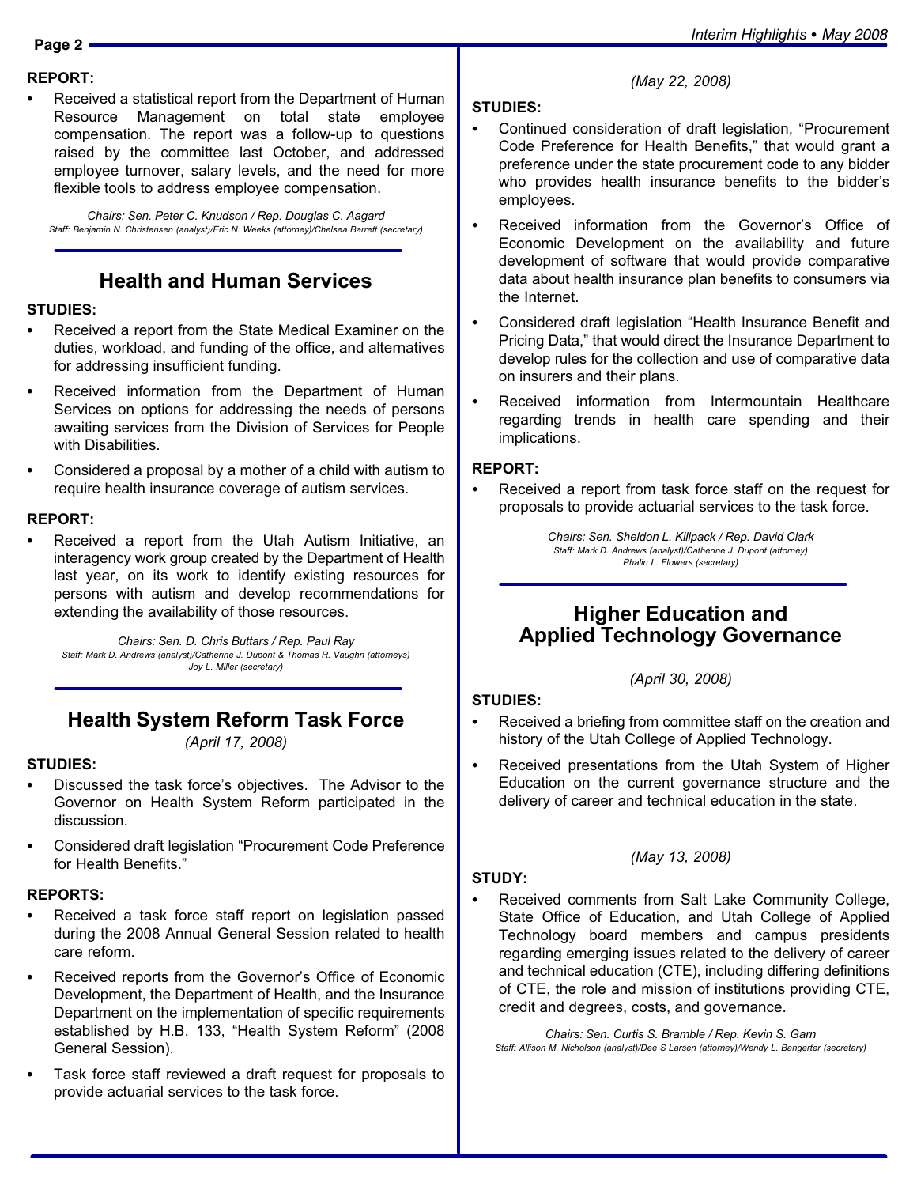**REPORT:**

- Received a statistical report from the Department of Human Resource Management on total state employee compensation. The report was a follow-up to questions raised by the committee last October, and addressed employee turnover, salary levels, and the need for more flexible tools to address employee compensation.

*Chairs: Sen. Peter C. Knudson / Rep. Douglas C. Aagard*
*Staff: Benjamin N. Christensen (analyst)/Eric N. Weeks (attorney)/Chelsea Barrett (secretary)*

## Health and Human Services

**STUDIES:**

- Received a report from the State Medical Examiner on the duties, workload, and funding of the office, and alternatives for addressing insufficient funding.
- Received information from the Department of Human Services on options for addressing the needs of persons awaiting services from the Division of Services for People with Disabilities.
- Considered a proposal by a mother of a child with autism to require health insurance coverage of autism services.

**REPORT:**

- Received a report from the Utah Autism Initiative, an interagency work group created by the Department of Health last year, on its work to identify existing resources for persons with autism and develop recommendations for extending the availability of those resources.

*Chairs: Sen. D. Chris Buttars / Rep. Paul Ray*
*Staff: Mark D. Andrews (analyst)/Catherine J. Dupont & Thomas R. Vaughn (attorneys)*
*Joy L. Miller (secretary)*

## Health System Reform Task Force

*(April 17, 2008)*

**STUDIES:**

- Discussed the task force's objectives. The Advisor to the Governor on Health System Reform participated in the discussion.
- Considered draft legislation "Procurement Code Preference for Health Benefits."

**REPORTS:**

- Received a task force staff report on legislation passed during the 2008 Annual General Session related to health care reform.
- Received reports from the Governor's Office of Economic Development, the Department of Health, and the Insurance Department on the implementation of specific requirements established by H.B. 133, "Health System Reform" (2008 General Session).
- Task force staff reviewed a draft request for proposals to provide actuarial services to the task force.

*(May 22, 2008)*

**STUDIES:**

- Continued consideration of draft legislation, "Procurement Code Preference for Health Benefits," that would grant a preference under the state procurement code to any bidder who provides health insurance benefits to the bidder's employees.
- Received information from the Governor's Office of Economic Development on the availability and future development of software that would provide comparative data about health insurance plan benefits to consumers via the Internet.
- Considered draft legislation "Health Insurance Benefit and Pricing Data," that would direct the Insurance Department to develop rules for the collection and use of comparative data on insurers and their plans.
- Received information from Intermountain Healthcare regarding trends in health care spending and their implications.

**REPORT:**

- Received a report from task force staff on the request for proposals to provide actuarial services to the task force.

*Chairs: Sen. Sheldon L. Killpack / Rep. David Clark*
*Staff: Mark D. Andrews (analyst)/Catherine J. Dupont (attorney)*
*Phalin L. Flowers (secretary)*

## Higher Education and Applied Technology Governance

*(April 30, 2008)*

**STUDIES:**

- Received a briefing from committee staff on the creation and history of the Utah College of Applied Technology.
- Received presentations from the Utah System of Higher Education on the current governance structure and the delivery of career and technical education in the state.

*(May 13, 2008)*

**STUDY:**

- Received comments from Salt Lake Community College, State Office of Education, and Utah College of Applied Technology board members and campus presidents regarding emerging issues related to the delivery of career and technical education (CTE), including differing definitions of CTE, the role and mission of institutions providing CTE, credit and degrees, costs, and governance.

*Chairs: Sen. Curtis S. Bramble / Rep. Kevin S. Garn*
*Staff: Allison M. Nicholson (analyst)/Dee S Larsen (attorney)/Wendy L. Bangerter (secretary)*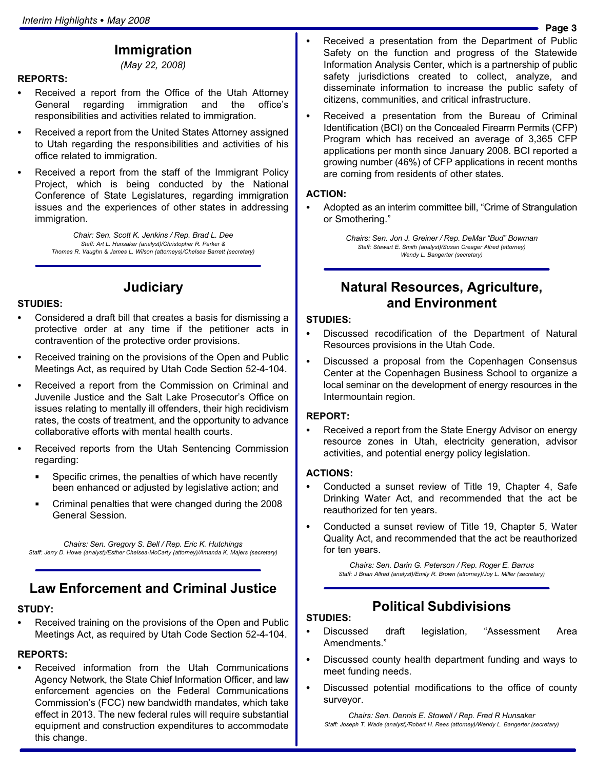## Immigration

*(May 22, 2008)*

**REPORTS:**

- Received a report from the Office of the Utah Attorney General regarding immigration and the office's responsibilities and activities related to immigration.
- Received a report from the United States Attorney assigned to Utah regarding the responsibilities and activities of his office related to immigration.
- Received a report from the staff of the Immigrant Policy Project, which is being conducted by the National Conference of State Legislatures, regarding immigration issues and the experiences of other states in addressing immigration.

*Chair: Sen. Scott K. Jenkins / Rep. Brad L. Dee*
*Staff: Art L. Hunsaker (analyst)/Christopher R. Parker & Thomas R. Vaughn & James L. Wilson (attorneys)/Chelsea Barrett (secretary)*

## Judiciary

**STUDIES:**

- Considered a draft bill that creates a basis for dismissing a protective order at any time if the petitioner acts in contravention of the protective order provisions.
- Received training on the provisions of the Open and Public Meetings Act, as required by Utah Code Section 52-4-104.
- Received a report from the Commission on Criminal and Juvenile Justice and the Salt Lake Prosecutor's Office on issues relating to mentally ill offenders, their high recidivism rates, the costs of treatment, and the opportunity to advance collaborative efforts with mental health courts.
- Received reports from the Utah Sentencing Commission regarding:
  - Specific crimes, the penalties of which have recently been enhanced or adjusted by legislative action; and
  - Criminal penalties that were changed during the 2008 General Session.

*Chairs: Sen. Gregory S. Bell / Rep. Eric K. Hutchings*
*Staff: Jerry D. Howe (analyst)/Esther Chelsea-McCarty (attorney)/Amanda K. Majers (secretary)*

## Law Enforcement and Criminal Justice

**STUDY:**

- Received training on the provisions of the Open and Public Meetings Act, as required by Utah Code Section 52-4-104.

**REPORTS:**

- Received information from the Utah Communications Agency Network, the State Chief Information Officer, and law enforcement agencies on the Federal Communications Commission's (FCC) new bandwidth mandates, which take effect in 2013. The new federal rules will require substantial equipment and construction expenditures to accommodate this change.
- Received a presentation from the Department of Public Safety on the function and progress of the Statewide Information Analysis Center, which is a partnership of public safety jurisdictions created to collect, analyze, and disseminate information to increase the public safety of citizens, communities, and critical infrastructure.
- Received a presentation from the Bureau of Criminal Identification (BCI) on the Concealed Firearm Permits (CFP) Program which has received an average of 3,365 CFP applications per month since January 2008. BCI reported a growing number (46%) of CFP applications in recent months are coming from residents of other states.

**ACTION:**

- Adopted as an interim committee bill, "Crime of Strangulation or Smothering."

*Chairs: Sen. Jon J. Greiner / Rep. DeMar "Bud" Bowman*
*Staff: Stewart E. Smith (analyst)/Susan Creager Allred (attorney) Wendy L. Bangerter (secretary)*

## Natural Resources, Agriculture, and Environment

**STUDIES:**

- Discussed recodification of the Department of Natural Resources provisions in the Utah Code.
- Discussed a proposal from the Copenhagen Consensus Center at the Copenhagen Business School to organize a local seminar on the development of energy resources in the Intermountain region.

**REPORT:**

- Received a report from the State Energy Advisor on energy resource zones in Utah, electricity generation, advisor activities, and potential energy policy legislation.

**ACTIONS:**

- Conducted a sunset review of Title 19, Chapter 4, Safe Drinking Water Act, and recommended that the act be reauthorized for ten years.
- Conducted a sunset review of Title 19, Chapter 5, Water Quality Act, and recommended that the act be reauthorized for ten years.

*Chairs: Sen. Darin G. Peterson / Rep. Roger E. Barrus*
*Staff: J Brian Allred (analyst)/Emily R. Brown (attorney)/Joy L. Miller (secretary)*

## Political Subdivisions

**STUDIES:**

- Discussed draft legislation, "Assessment Area Amendments."
- Discussed county health department funding and ways to meet funding needs.
- Discussed potential modifications to the office of county surveyor.

*Chairs: Sen. Dennis E. Stowell / Rep. Fred R Hunsaker*
*Staff: Joseph T. Wade (analyst)/Robert H. Rees (attorney)/Wendy L. Bangerter (secretary)*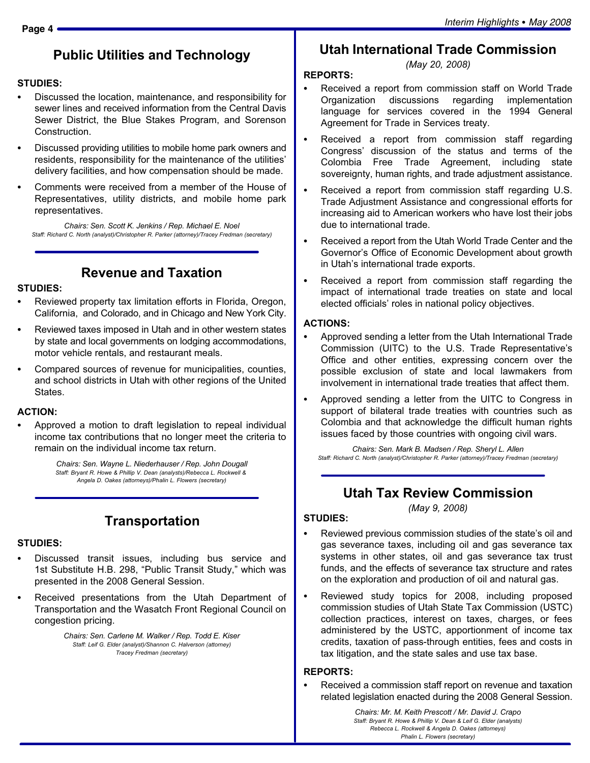## Public Utilities and Technology

**STUDIES:**

- Discussed the location, maintenance, and responsibility for sewer lines and received information from the Central Davis Sewer District, the Blue Stakes Program, and Sorenson Construction.
- Discussed providing utilities to mobile home park owners and residents, responsibility for the maintenance of the utilities' delivery facilities, and how compensation should be made.
- Comments were received from a member of the House of Representatives, utility districts, and mobile home park representatives.

*Chairs: Sen. Scott K. Jenkins / Rep. Michael E. Noel*
*Staff: Richard C. North (analyst)/Christopher R. Parker (attorney)/Tracey Fredman (secretary)*

## Revenue and Taxation

**STUDIES:**

- Reviewed property tax limitation efforts in Florida, Oregon, California, and Colorado, and in Chicago and New York City.
- Reviewed taxes imposed in Utah and in other western states by state and local governments on lodging accommodations, motor vehicle rentals, and restaurant meals.
- Compared sources of revenue for municipalities, counties, and school districts in Utah with other regions of the United States.

**ACTION:**

- Approved a motion to draft legislation to repeal individual income tax contributions that no longer meet the criteria to remain on the individual income tax return.

*Chairs: Sen. Wayne L. Niederhauser / Rep. John Dougall*
*Staff: Bryant R. Howe & Phillip V. Dean (analysts)/Rebecca L. Rockwell & Angela D. Oakes (attorneys)/Phalin L. Flowers (secretary)*

## Transportation

**STUDIES:**

- Discussed transit issues, including bus service and 1st Substitute H.B. 298, "Public Transit Study," which was presented in the 2008 General Session.
- Received presentations from the Utah Department of Transportation and the Wasatch Front Regional Council on congestion pricing.

*Chairs: Sen. Carlene M. Walker / Rep. Todd E. Kiser*
*Staff: Leif G. Elder (analyst)/Shannon C. Halverson (attorney)*
*Tracey Fredman (secretary)*

## Utah International Trade Commission

*(May 20, 2008)*

**REPORTS:**

- Received a report from commission staff on World Trade Organization discussions regarding implementation language for services covered in the 1994 General Agreement for Trade in Services treaty.
- Received a report from commission staff regarding Congress' discussion of the status and terms of the Colombia Free Trade Agreement, including state sovereignty, human rights, and trade adjustment assistance.
- Received a report from commission staff regarding U.S. Trade Adjustment Assistance and congressional efforts for increasing aid to American workers who have lost their jobs due to international trade.
- Received a report from the Utah World Trade Center and the Governor's Office of Economic Development about growth in Utah's international trade exports.
- Received a report from commission staff regarding the impact of international trade treaties on state and local elected officials' roles in national policy objectives.

**ACTIONS:**

- Approved sending a letter from the Utah International Trade Commission (UITC) to the U.S. Trade Representative's Office and other entities, expressing concern over the possible exclusion of state and local lawmakers from involvement in international trade treaties that affect them.
- Approved sending a letter from the UITC to Congress in support of bilateral trade treaties with countries such as Colombia and that acknowledge the difficult human rights issues faced by those countries with ongoing civil wars.

*Chairs: Sen. Mark B. Madsen / Rep. Sheryl L. Allen*
*Staff: Richard C. North (analyst)/Christopher R. Parker (attorney)/Tracey Fredman (secretary)*

## Utah Tax Review Commission

*(May 9, 2008)*

**STUDIES:**

- Reviewed previous commission studies of the state's oil and gas severance taxes, including oil and gas severance tax systems in other states, oil and gas severance tax trust funds, and the effects of severance tax structure and rates on the exploration and production of oil and natural gas.
- Reviewed study topics for 2008, including proposed commission studies of Utah State Tax Commission (USTC) collection practices, interest on taxes, charges, or fees administered by the USTC, apportionment of income tax credits, taxation of pass-through entities, fees and costs in tax litigation, and the state sales and use tax base.

**REPORTS:**

- Received a commission staff report on revenue and taxation related legislation enacted during the 2008 General Session.

*Chairs: Mr. M. Keith Prescott / Mr. David J. Crapo*
*Staff: Bryant R. Howe & Phillip V. Dean & Leif G. Elder (analysts)*
*Rebecca L. Rockwell & Angela D. Oakes (attorneys)*
*Phalin L. Flowers (secretary)*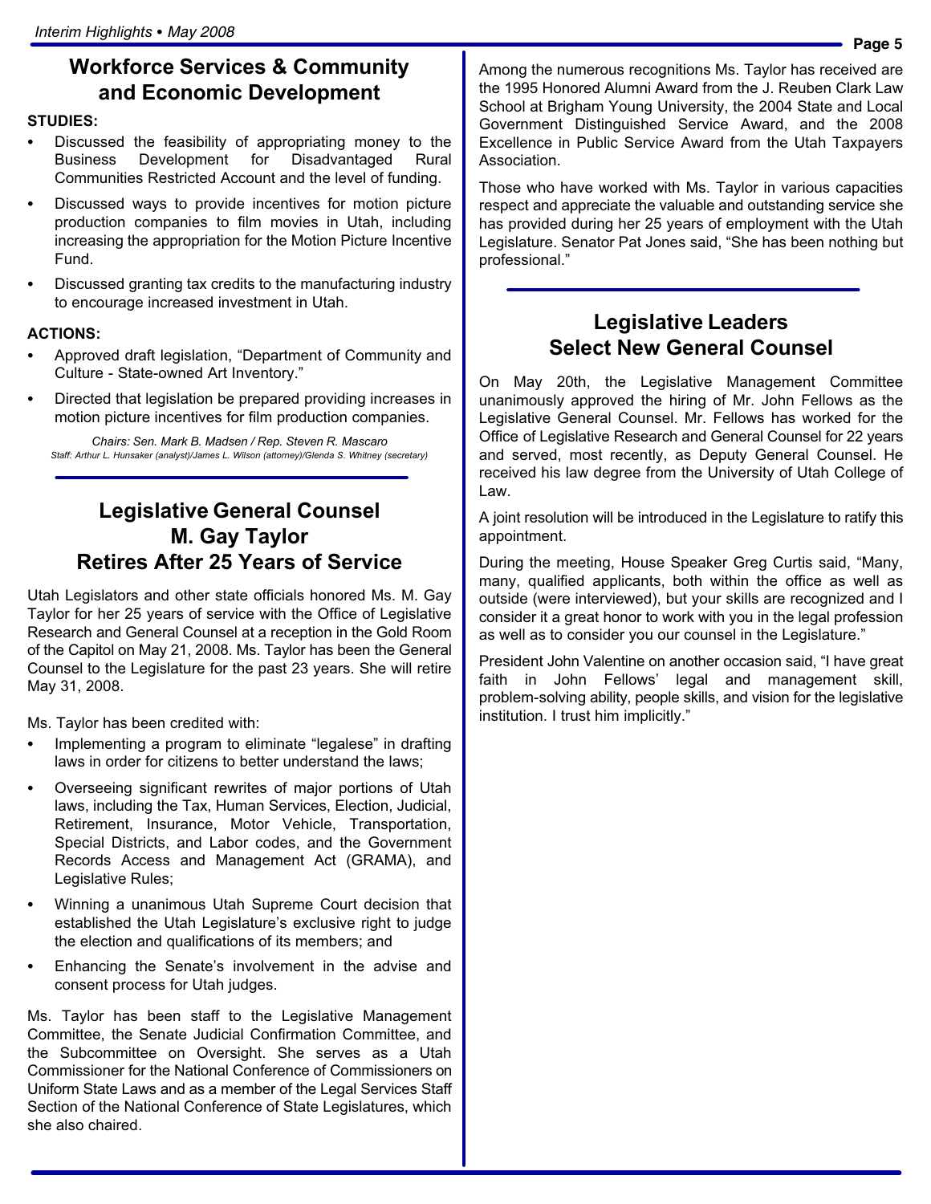## Workforce Services & Community and Economic Development

**STUDIES:**

- Discussed the feasibility of appropriating money to the Business Development for Disadvantaged Rural Communities Restricted Account and the level of funding.
- Discussed ways to provide incentives for motion picture production companies to film movies in Utah, including increasing the appropriation for the Motion Picture Incentive Fund.
- Discussed granting tax credits to the manufacturing industry to encourage increased investment in Utah.

**ACTIONS:**

- Approved draft legislation, "Department of Community and Culture - State-owned Art Inventory."
- Directed that legislation be prepared providing increases in motion picture incentives for film production companies.

*Chairs: Sen. Mark B. Madsen / Rep. Steven R. Mascaro*
*Staff: Arthur L. Hunsaker (analyst)/James L. Wilson (attorney)/Glenda S. Whitney (secretary)*

## Legislative General Counsel M. Gay Taylor Retires After 25 Years of Service

Utah Legislators and other state officials honored Ms. M. Gay Taylor for her 25 years of service with the Office of Legislative Research and General Counsel at a reception in the Gold Room of the Capitol on May 21, 2008. Ms. Taylor has been the General Counsel to the Legislature for the past 23 years. She will retire May 31, 2008.

Ms. Taylor has been credited with:

- Implementing a program to eliminate "legalese" in drafting laws in order for citizens to better understand the laws;
- Overseeing significant rewrites of major portions of Utah laws, including the Tax, Human Services, Election, Judicial, Retirement, Insurance, Motor Vehicle, Transportation, Special Districts, and Labor codes, and the Government Records Access and Management Act (GRAMA), and Legislative Rules;
- Winning a unanimous Utah Supreme Court decision that established the Utah Legislature's exclusive right to judge the election and qualifications of its members; and
- Enhancing the Senate's involvement in the advise and consent process for Utah judges.

Ms. Taylor has been staff to the Legislative Management Committee, the Senate Judicial Confirmation Committee, and the Subcommittee on Oversight. She serves as a Utah Commissioner for the National Conference of Commissioners on Uniform State Laws and as a member of the Legal Services Staff Section of the National Conference of State Legislatures, which she also chaired.

Among the numerous recognitions Ms. Taylor has received are the 1995 Honored Alumni Award from the J. Reuben Clark Law School at Brigham Young University, the 2004 State and Local Government Distinguished Service Award, and the 2008 Excellence in Public Service Award from the Utah Taxpayers Association.

Those who have worked with Ms. Taylor in various capacities respect and appreciate the valuable and outstanding service she has provided during her 25 years of employment with the Utah Legislature. Senator Pat Jones said, "She has been nothing but professional."

## Legislative Leaders Select New General Counsel

On May 20th, the Legislative Management Committee unanimously approved the hiring of Mr. John Fellows as the Legislative General Counsel. Mr. Fellows has worked for the Office of Legislative Research and General Counsel for 22 years and served, most recently, as Deputy General Counsel. He received his law degree from the University of Utah College of Law.

A joint resolution will be introduced in the Legislature to ratify this appointment.

During the meeting, House Speaker Greg Curtis said, "Many, many, qualified applicants, both within the office as well as outside (were interviewed), but your skills are recognized and I consider it a great honor to work with you in the legal profession as well as to consider you our counsel in the Legislature."

President John Valentine on another occasion said, "I have great faith in John Fellows' legal and management skill, problem-solving ability, people skills, and vision for the legislative institution. I trust him implicitly."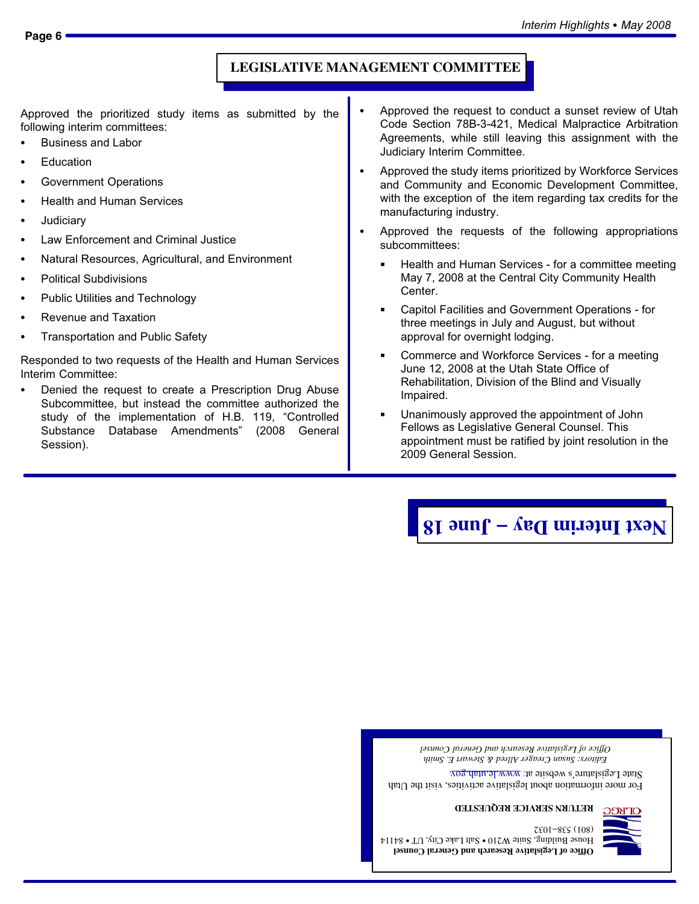## LEGISLATIVE MANAGEMENT COMMITTEE

Approved the prioritized study items as submitted by the following interim committees:

- Business and Labor
- Education
- Government Operations
- Health and Human Services
- Judiciary
- Law Enforcement and Criminal Justice
- Natural Resources, Agricultural, and Environment
- Political Subdivisions
- Public Utilities and Technology
- Revenue and Taxation
- Transportation and Public Safety

Responded to two requests of the Health and Human Services Interim Committee:

- Denied the request to create a Prescription Drug Abuse Subcommittee, but instead the committee authorized the study of the implementation of H.B. 119, "Controlled Substance Database Amendments" (2008 General Session).
- Approved the request to conduct a sunset review of Utah Code Section 78B-3-421, Medical Malpractice Arbitration Agreements, while still leaving this assignment with the Judiciary Interim Committee.
- Approved the study items prioritized by Workforce Services and Community and Economic Development Committee, with the exception of the item regarding tax credits for the manufacturing industry.
- Approved the requests of the following appropriations subcommittees:
  - Health and Human Services - for a committee meeting May 7, 2008 at the Central City Community Health Center.
  - Capitol Facilities and Government Operations - for three meetings in July and August, but without approval for overnight lodging.
  - Commerce and Workforce Services - for a meeting June 12, 2008 at the Utah State Office of Rehabilitation, Division of the Blind and Visually Impaired.
  - Unanimously approved the appointment of John Fellows as Legislative General Counsel. This appointment must be ratified by joint resolution in the 2009 General Session.

**Next Interim Day – June 18**

**Office of Legislative Research and General Counsel**
House Building, Suite W210 • Salt Lake City, UT • 84114
(801) 538-1032

OLRGC

**RETURN SERVICE REQUESTED**

For more information about legislative activities, visit the Utah State Legislature's website at: www.le.utah.gov.

*Editors: Susan Creager Allred & Stewart E. Smith*
*Office of Legislative Research and General Counsel*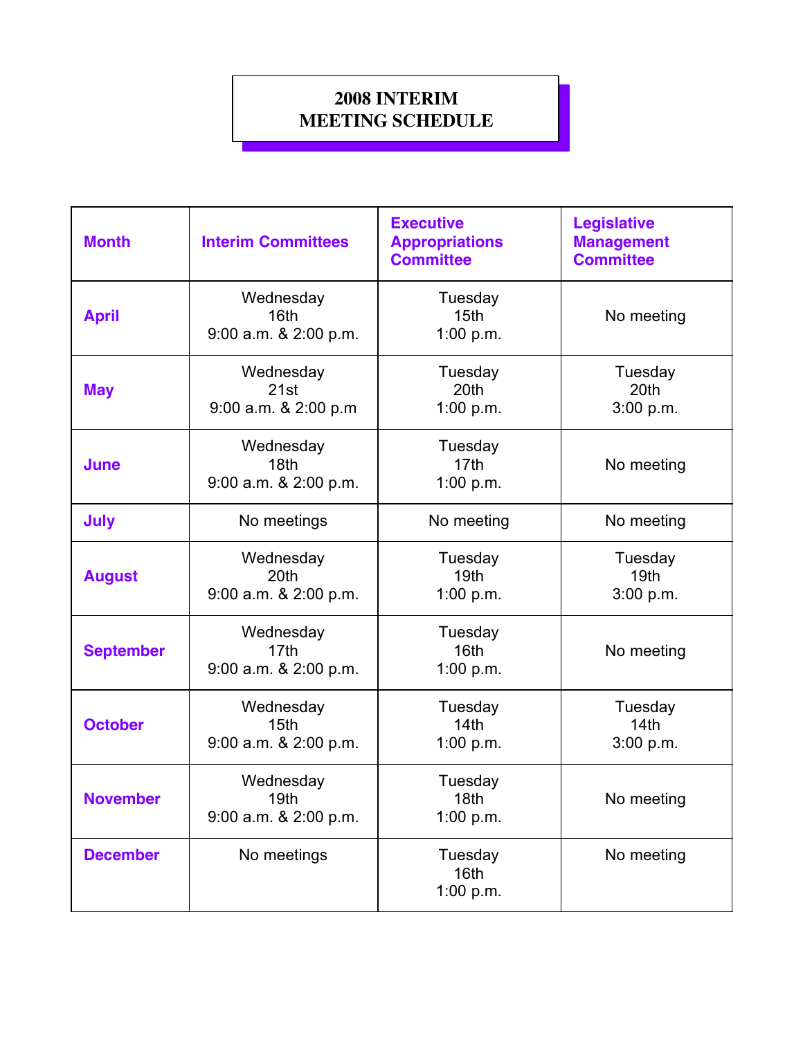# 2008 INTERIM MEETING SCHEDULE

| Month | Interim Committees | Executive Appropriations Committee | Legislative Management Committee |
|---|---|---|---|
| **April** | Wednesday 16th 9:00 a.m. & 2:00 p.m. | Tuesday 15th 1:00 p.m. | No meeting |
| **May** | Wednesday 21st 9:00 a.m. & 2:00 p.m | Tuesday 20th 1:00 p.m. | Tuesday 20th 3:00 p.m. |
| **June** | Wednesday 18th 9:00 a.m. & 2:00 p.m. | Tuesday 17th 1:00 p.m. | No meeting |
| **July** | No meetings | No meeting | No meeting |
| **August** | Wednesday 20th 9:00 a.m. & 2:00 p.m. | Tuesday 19th 1:00 p.m. | Tuesday 19th 3:00 p.m. |
| **September** | Wednesday 17th 9:00 a.m. & 2:00 p.m. | Tuesday 16th 1:00 p.m. | No meeting |
| **October** | Wednesday 15th 9:00 a.m. & 2:00 p.m. | Tuesday 14th 1:00 p.m. | Tuesday 14th 3:00 p.m. |
| **November** | Wednesday 19th 9:00 a.m. & 2:00 p.m. | Tuesday 18th 1:00 p.m. | No meeting |
| **December** | No meetings | Tuesday 16th 1:00 p.m. | No meeting |